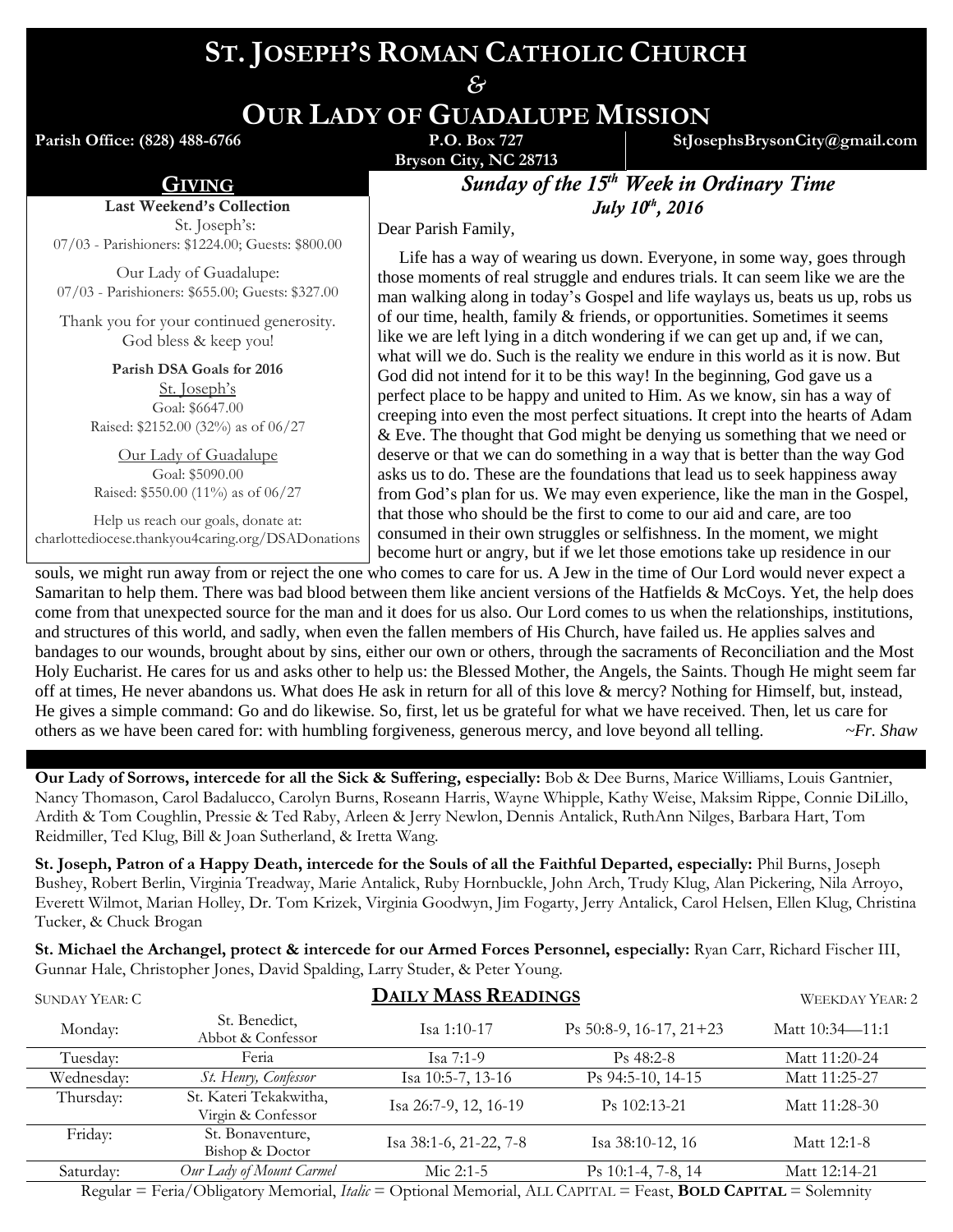# ST. JOSEPH'S ROMAN CATHOLIC CHURCH
## &
# OUR LADY OF GUADALUPE MISSION

**Parish Office: (828) 488-6766** | **P.O. Box 727 Bryson City, NC 28713** | **StJosephsBrysonCity@gmail.com**

## GIVING

**Last Weekend's Collection**

St. Joseph's:
07/03 - Parishioners: $1224.00; Guests: $800.00

Our Lady of Guadalupe:
07/03 - Parishioners: $655.00; Guests: $327.00

Thank you for your continued generosity. God bless & keep you!

**Parish DSA Goals for 2016**

St. Joseph's
Goal: $6647.00
Raised: $2152.00 (32%) as of 06/27

Our Lady of Guadalupe
Goal: $5090.00
Raised: $550.00 (11%) as of 06/27

Help us reach our goals, donate at:
charlottediocese.thankyou4caring.org/DSADonations

## *Sunday of the 15th Week in Ordinary Time*
### *July 10th, 2016*

Dear Parish Family,

Life has a way of wearing us down. Everyone, in some way, goes through those moments of real struggle and endures trials. It can seem like we are the man walking along in today's Gospel and life waylays us, beats us up, robs us of our time, health, family & friends, or opportunities. Sometimes it seems like we are left lying in a ditch wondering if we can get up and, if we can, what will we do. Such is the reality we endure in this world as it is now. But God did not intend for it to be this way! In the beginning, God gave us a perfect place to be happy and united to Him. As we know, sin has a way of creeping into even the most perfect situations. It crept into the hearts of Adam & Eve. The thought that God might be denying us something that we need or deserve or that we can do something in a way that is better than the way God asks us to do. These are the foundations that lead us to seek happiness away from God's plan for us. We may even experience, like the man in the Gospel, that those who should be the first to come to our aid and care, are too consumed in their own struggles or selfishness. In the moment, we might become hurt or angry, but if we let those emotions take up residence in our souls, we might run away from or reject the one who comes to care for us. A Jew in the time of Our Lord would never expect a Samaritan to help them. There was bad blood between them like ancient versions of the Hatfields & McCoys. Yet, the help does come from that unexpected source for the man and it does for us also. Our Lord comes to us when the relationships, institutions, and structures of this world, and sadly, when even the fallen members of His Church, have failed us. He applies salves and bandages to our wounds, brought about by sins, either our own or others, through the sacraments of Reconciliation and the Most Holy Eucharist. He cares for us and asks other to help us: the Blessed Mother, the Angels, the Saints. Though He might seem far off at times, He never abandons us. What does He ask in return for all of this love & mercy? Nothing for Himself, but, instead, He gives a simple command: Go and do likewise. So, first, let us be grateful for what we have received. Then, let us care for others as we have been cared for: with humbling forgiveness, generous mercy, and love beyond all telling. *~Fr. Shaw*

**Our Lady of Sorrows, intercede for all the Sick & Suffering, especially:** Bob & Dee Burns, Marice Williams, Louis Gantnier, Nancy Thomason, Carol Badalucco, Carolyn Burns, Roseann Harris, Wayne Whipple, Kathy Weise, Maksim Rippe, Connie DiLillo, Ardith & Tom Coughlin, Pressie & Ted Raby, Arleen & Jerry Newlon, Dennis Antalick, RuthAnn Nilges, Barbara Hart, Tom Reidmiller, Ted Klug, Bill & Joan Sutherland, & Iretta Wang.

**St. Joseph, Patron of a Happy Death, intercede for the Souls of all the Faithful Departed, especially:** Phil Burns, Joseph Bushey, Robert Berlin, Virginia Treadway, Marie Antalick, Ruby Hornbuckle, John Arch, Trudy Klug, Alan Pickering, Nila Arroyo, Everett Wilmot, Marian Holley, Dr. Tom Krizek, Virginia Goodwyn, Jim Fogarty, Jerry Antalick, Carol Helsen, Ellen Klug, Christina Tucker, & Chuck Brogan

**St. Michael the Archangel, protect & intercede for our Armed Forces Personnel, especially:** Ryan Carr, Richard Fischer III, Gunnar Hale, Christopher Jones, David Spalding, Larry Studer, & Peter Young.

## DAILY MASS READINGS

SUNDAY YEAR: C | WEEKDAY YEAR: 2

| | | | | |
|---|---|---|---|---|
| Monday: | St. Benedict, Abbot & Confessor | Isa 1:10-17 | Ps 50:8-9, 16-17, 21+23 | Matt 10:34—11:1 |
| Tuesday: | Feria | Isa 7:1-9 | Ps 48:2-8 | Matt 11:20-24 |
| Wednesday: | *St. Henry, Confessor* | Isa 10:5-7, 13-16 | Ps 94:5-10, 14-15 | Matt 11:25-27 |
| Thursday: | St. Kateri Tekakwitha, Virgin & Confessor | Isa 26:7-9, 12, 16-19 | Ps 102:13-21 | Matt 11:28-30 |
| Friday: | St. Bonaventure, Bishop & Doctor | Isa 38:1-6, 21-22, 7-8 | Isa 38:10-12, 16 | Matt 12:1-8 |
| Saturday: | *Our Lady of Mount Carmel* | Mic 2:1-5 | Ps 10:1-4, 7-8, 14 | Matt 12:14-21 |

Regular = Feria/Obligatory Memorial, *Italic* = Optional Memorial, ALL CAPITAL = Feast, **BOLD CAPITAL** = Solemnity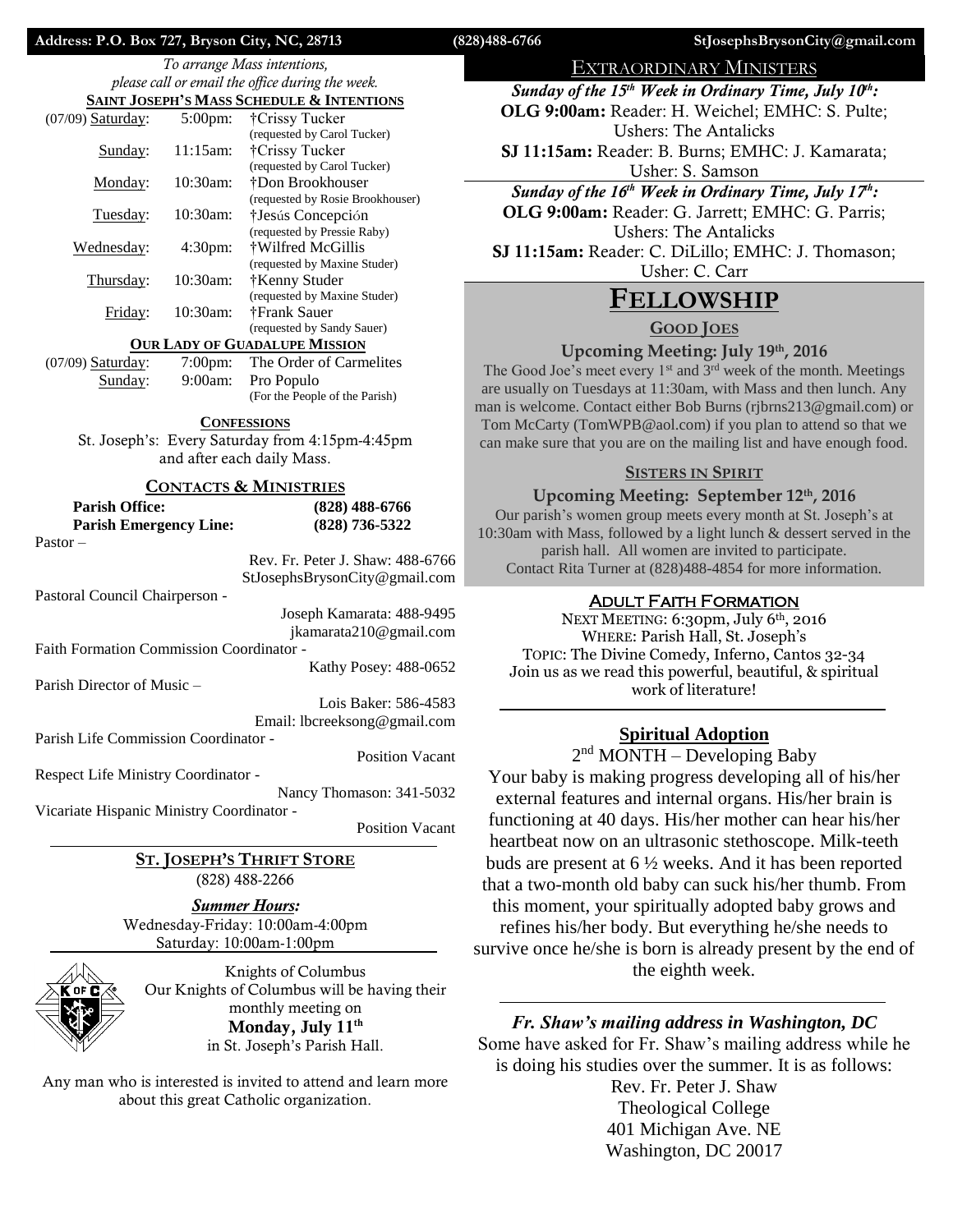Address: P.O. Box 727, Bryson City, NC, 28713 (828)488-6766 StJosephsBrysonCity@gmail.com

*To arrange Mass intentions, please call or email the office during the week.*

**SAINT JOSEPH'S MASS SCHEDULE & INTENTIONS**

| | | |
|---|---|---|
| (07/09) Saturday: | 5:00pm: | †Crissy Tucker (requested by Carol Tucker) |
| Sunday: | 11:15am: | †Crissy Tucker (requested by Carol Tucker) |
| Monday: | 10:30am: | †Don Brookhouser (requested by Rosie Brookhouser) |
| Tuesday: | 10:30am: | †Jesús Concepción (requested by Pressie Raby) |
| Wednesday: | 4:30pm: | †Wilfred McGillis (requested by Maxine Studer) |
| Thursday: | 10:30am: | †Kenny Studer (requested by Maxine Studer) |
| Friday: | 10:30am: | †Frank Sauer (requested by Sandy Sauer) |

**OUR LADY OF GUADALUPE MISSION**

| | | |
|---|---|---|
| (07/09) Saturday: | 7:00pm: | The Order of Carmelites |
| Sunday: | 9:00am: | Pro Populo (For the People of the Parish) |

**CONFESSIONS**

St. Joseph's: Every Saturday from 4:15pm-4:45pm and after each daily Mass.

**CONTACTS & MINISTRIES**

**Parish Office:** (828) 488-6766
**Parish Emergency Line:** (828) 736-5322

Pastor – Rev. Fr. Peter J. Shaw: 488-6766, StJosephsBrysonCity@gmail.com

Pastoral Council Chairperson - Joseph Kamarata: 488-9495, jkamarata210@gmail.com

Faith Formation Commission Coordinator - Kathy Posey: 488-0652

Parish Director of Music – Lois Baker: 586-4583, Email: lbcreeksong@gmail.com

Parish Life Commission Coordinator - Position Vacant

Respect Life Ministry Coordinator - Nancy Thomason: 341-5032

Vicariate Hispanic Ministry Coordinator - Position Vacant

**ST. JOSEPH'S THRIFT STORE**

(828) 488-2266

***Summer Hours:***

Wednesday-Friday: 10:00am-4:00pm
Saturday: 10:00am-1:00pm

Knights of Columbus

Our Knights of Columbus will be having their monthly meeting on **Monday, July 11th** in St. Joseph's Parish Hall.

Any man who is interested is invited to attend and learn more about this great Catholic organization.

## EXTRAORDINARY MINISTERS

***Sunday of the 15th Week in Ordinary Time, July 10th:***

**OLG 9:00am:** Reader: H. Weichel; EMHC: S. Pulte; Ushers: The Antalicks

**SJ 11:15am:** Reader: B. Burns; EMHC: J. Kamarata; Usher: S. Samson

***Sunday of the 16th Week in Ordinary Time, July 17th:***

**OLG 9:00am:** Reader: G. Jarrett; EMHC: G. Parris; Ushers: The Antalicks

**SJ 11:15am:** Reader: C. DiLillo; EMHC: J. Thomason; Usher: C. Carr

# FELLOWSHIP

### GOOD JOES

**Upcoming Meeting: July 19th, 2016**

The Good Joe's meet every 1st and 3rd week of the month. Meetings are usually on Tuesdays at 11:30am, with Mass and then lunch. Any man is welcome. Contact either Bob Burns (rjbrns213@gmail.com) or Tom McCarty (TomWPB@aol.com) if you plan to attend so that we can make sure that you are on the mailing list and have enough food.

### SISTERS IN SPIRIT

**Upcoming Meeting: September 12th, 2016**

Our parish's women group meets every month at St. Joseph's at 10:30am with Mass, followed by a light lunch & dessert served in the parish hall. All women are invited to participate. Contact Rita Turner at (828)488-4854 for more information.

### ADULT FAITH FORMATION

NEXT MEETING: 6:30pm, July 6th, 2016
WHERE: Parish Hall, St. Joseph's
TOPIC: The Divine Comedy, Inferno, Cantos 32-34
Join us as we read this powerful, beautiful, & spiritual work of literature!

### Spiritual Adoption

2nd MONTH – Developing Baby

Your baby is making progress developing all of his/her external features and internal organs. His/her brain is functioning at 40 days. His/her mother can hear his/her heartbeat now on an ultrasonic stethoscope. Milk-teeth buds are present at 6 ½ weeks. And it has been reported that a two-month old baby can suck his/her thumb. From this moment, your spiritually adopted baby grows and refines his/her body. But everything he/she needs to survive once he/she is born is already present by the end of the eighth week.

### *Fr. Shaw's mailing address in Washington, DC*

Some have asked for Fr. Shaw's mailing address while he is doing his studies over the summer. It is as follows:

Rev. Fr. Peter J. Shaw
Theological College
401 Michigan Ave. NE
Washington, DC 20017